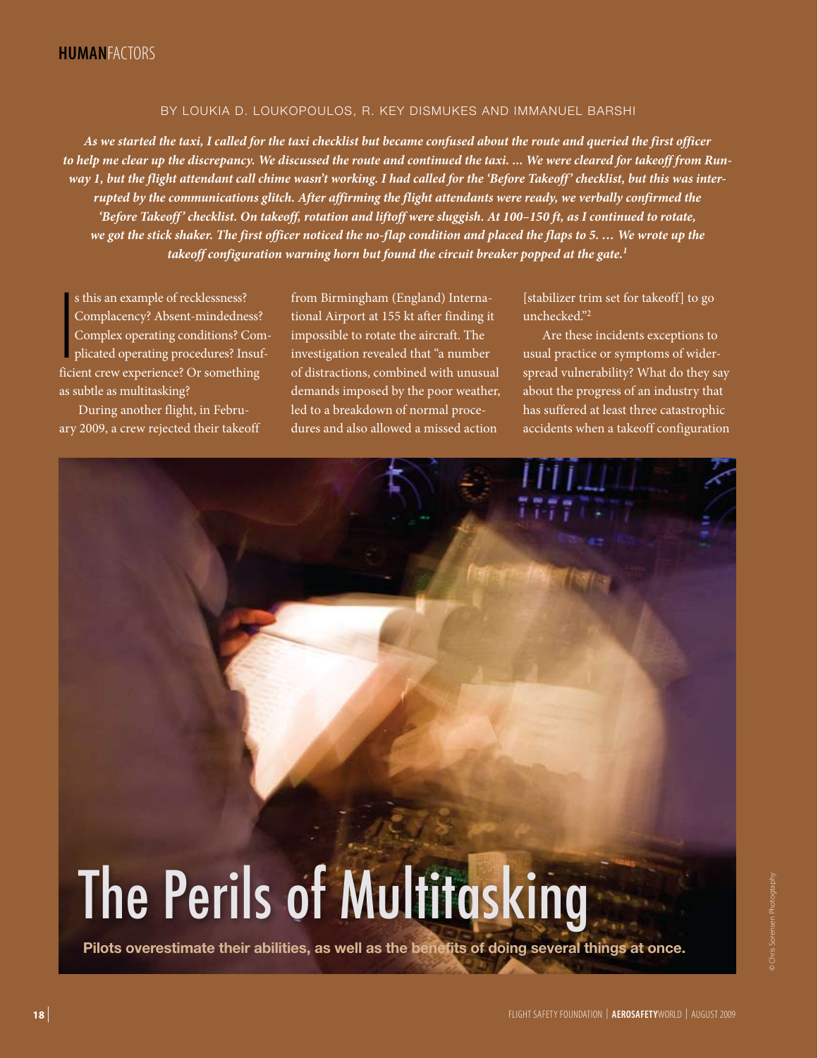# The Perils of Multitasking

**Pilots overestimate their abilities, as well as the benefits of doing several things at once.**

BY LOUKIA D. LOUKOPOULOS, R. KEY DISMUKES AND IMMANUEL BARSHI

***As we started the taxi, I called for the taxi checklist but became confused about the route and queried the first officer to help me clear up the discrepancy. We discussed the route and continued the taxi. … We were cleared for takeoff from Runway 1, but the flight attendant call chime wasn't working. I had called for the 'Before Takeoff' checklist, but this was interrupted by the communications glitch. After affirming the flight attendants were ready, we verbally confirmed the 'Before Takeoff' checklist. On takeoff, rotation and liftoff were sluggish. At 100–150 ft, as I continued to rotate, we got the stick shaker. The first officer noticed the no-flap condition and placed the flaps to 5. … We wrote up the takeoff configuration warning horn but found the circuit breaker popped at the gate.[1]***

Is this an example of recklessness? Complacency? Absent-mindedness? Complex operating conditions? Complicated operating procedures? Insufficient crew experience? Or something as subtle as multitasking?

During another flight, in February 2009, a crew rejected their takeoff from Birmingham (England) International Airport at 155 kt after finding it impossible to rotate the aircraft. The investigation revealed that "a number of distractions, combined with unusual demands imposed by the poor weather, led to a breakdown of normal procedures and also allowed a missed action [stabilizer trim set for takeoff] to go unchecked."[2]

Are these incidents exceptions to usual practice or symptoms of wider-spread vulnerability? What do they say about the progress of an industry that has suffered at least three catastrophic accidents when a takeoff configuration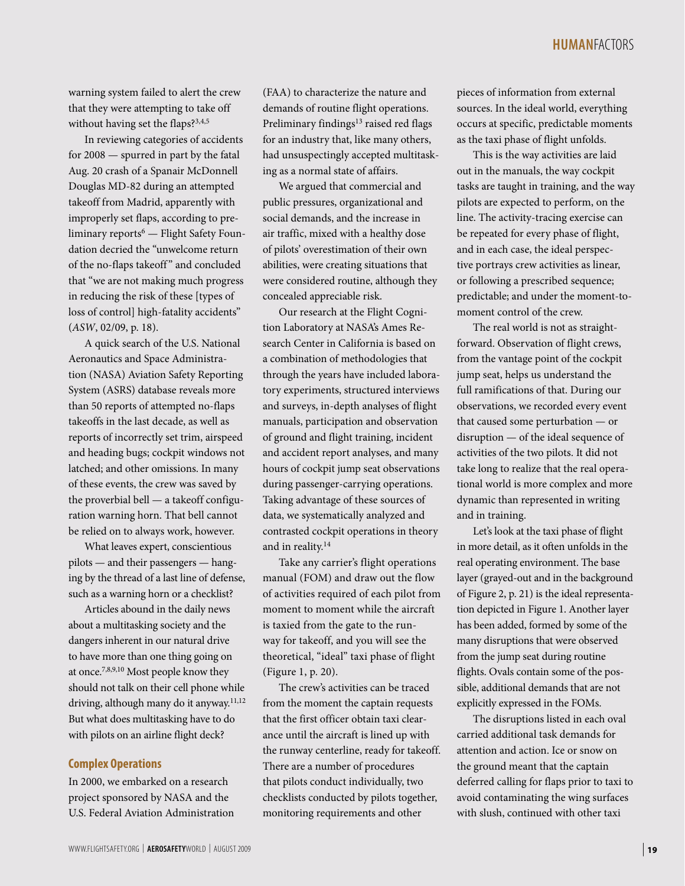warning system failed to alert the crew that they were attempting to take off without having set the flaps?[3,4,5]

In reviewing categories of accidents for 2008 — spurred in part by the fatal Aug. 20 crash of a Spanair McDonnell Douglas MD-82 during an attempted takeoff from Madrid, apparently with improperly set flaps, according to preliminary reports[6] — Flight Safety Foundation decried the "unwelcome return of the no-flaps takeoff" and concluded that "we are not making much progress in reducing the risk of these [types of loss of control] high-fatality accidents" (*ASW*, 02/09, p. 18).

A quick search of the U.S. National Aeronautics and Space Administration (NASA) Aviation Safety Reporting System (ASRS) database reveals more than 50 reports of attempted no-flaps takeoffs in the last decade, as well as reports of incorrectly set trim, airspeed and heading bugs; cockpit windows not latched; and other omissions. In many of these events, the crew was saved by the proverbial bell — a takeoff configuration warning horn. That bell cannot be relied on to always work, however.

What leaves expert, conscientious pilots — and their passengers — hanging by the thread of a last line of defense, such as a warning horn or a checklist?

Articles abound in the daily news about a multitasking society and the dangers inherent in our natural drive to have more than one thing going on at once.[7,8,9,10] Most people know they should not talk on their cell phone while driving, although many do it anyway.[11,12] But what does multitasking have to do with pilots on an airline flight deck?

## Complex Operations

In 2000, we embarked on a research project sponsored by NASA and the U.S. Federal Aviation Administration (FAA) to characterize the nature and demands of routine flight operations. Preliminary findings[13] raised red flags for an industry that, like many others, had unsuspectingly accepted multitasking as a normal state of affairs.

We argued that commercial and public pressures, organizational and social demands, and the increase in air traffic, mixed with a healthy dose of pilots' overestimation of their own abilities, were creating situations that were considered routine, although they concealed appreciable risk.

Our research at the Flight Cognition Laboratory at NASA's Ames Research Center in California is based on a combination of methodologies that through the years have included laboratory experiments, structured interviews and surveys, in-depth analyses of flight manuals, participation and observation of ground and flight training, incident and accident report analyses, and many hours of cockpit jump seat observations during passenger-carrying operations. Taking advantage of these sources of data, we systematically analyzed and contrasted cockpit operations in theory and in reality.[14]

Take any carrier's flight operations manual (FOM) and draw out the flow of activities required of each pilot from moment to moment while the aircraft is taxied from the gate to the runway for takeoff, and you will see the theoretical, "ideal" taxi phase of flight (Figure 1, p. 20).

The crew's activities can be traced from the moment the captain requests that the first officer obtain taxi clearance until the aircraft is lined up with the runway centerline, ready for takeoff. There are a number of procedures that pilots conduct individually, two checklists conducted by pilots together, monitoring requirements and other pieces of information from external sources. In the ideal world, everything occurs at specific, predictable moments as the taxi phase of flight unfolds.

This is the way activities are laid out in the manuals, the way cockpit tasks are taught in training, and the way pilots are expected to perform, on the line. The activity-tracing exercise can be repeated for every phase of flight, and in each case, the ideal perspective portrays crew activities as linear, or following a prescribed sequence; predictable; and under the moment-to-moment control of the crew.

The real world is not as straightforward. Observation of flight crews, from the vantage point of the cockpit jump seat, helps us understand the full ramifications of that. During our observations, we recorded every event that caused some perturbation — or disruption — of the ideal sequence of activities of the two pilots. It did not take long to realize that the real operational world is more complex and more dynamic than represented in writing and in training.

Let's look at the taxi phase of flight in more detail, as it often unfolds in the real operating environment. The base layer (grayed-out and in the background of Figure 2, p. 21) is the ideal representation depicted in Figure 1. Another layer has been added, formed by some of the many disruptions that were observed from the jump seat during routine flights. Ovals contain some of the possible, additional demands that are not explicitly expressed in the FOMs.

The disruptions listed in each oval carried additional task demands for attention and action. Ice or snow on the ground meant that the captain deferred calling for flaps prior to taxi to avoid contaminating the wing surfaces with slush, continued with other taxi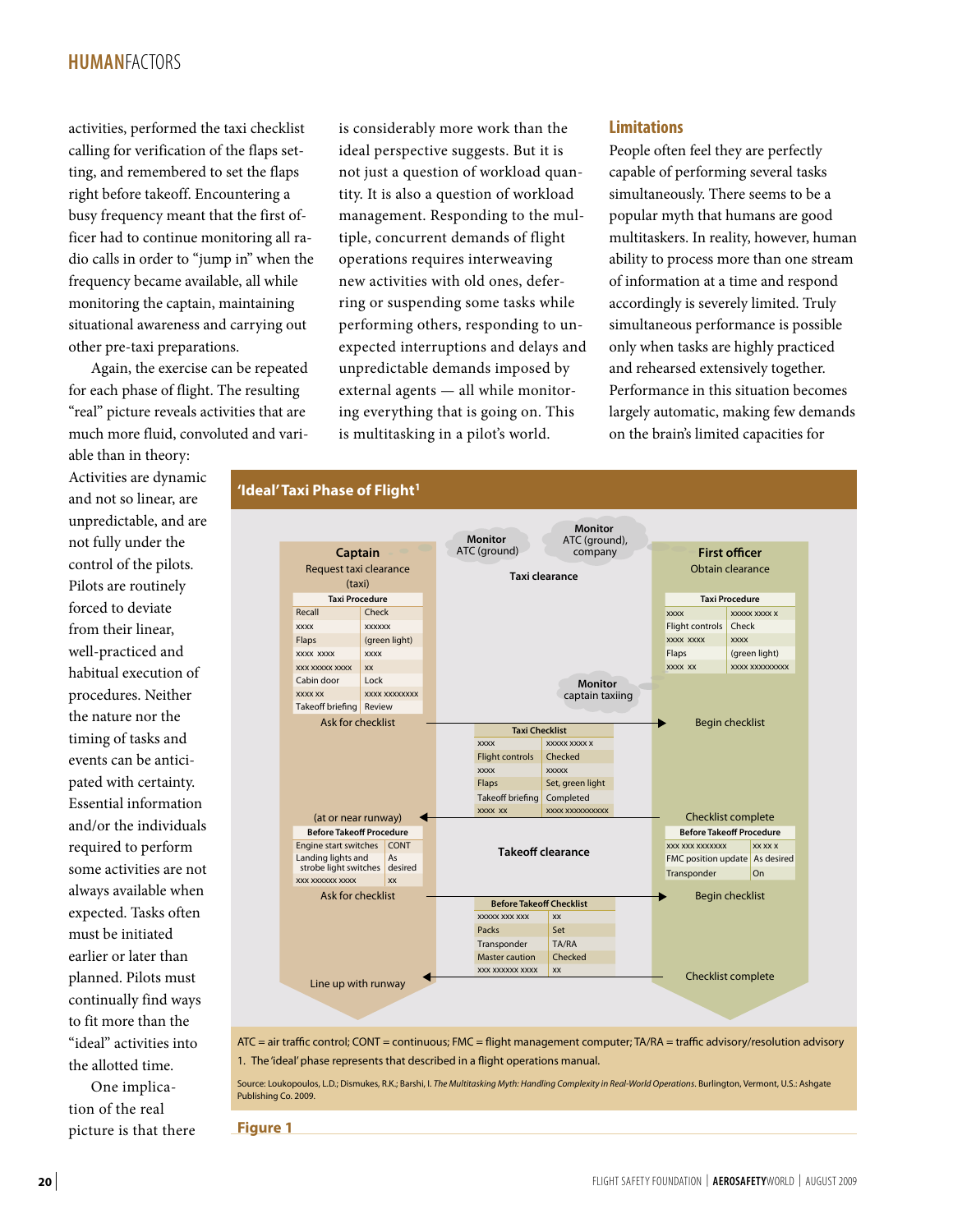activities, performed the taxi checklist calling for verification of the flaps setting, and remembered to set the flaps right before takeoff. Encountering a busy frequency meant that the first officer had to continue monitoring all radio calls in order to "jump in" when the frequency became available, all while monitoring the captain, maintaining situational awareness and carrying out other pre-taxi preparations.

Again, the exercise can be repeated for each phase of flight. The resulting "real" picture reveals activities that are much more fluid, convoluted and variable than in theory: Activities are dynamic and not so linear, are unpredictable, and are not fully under the control of the pilots. Pilots are routinely forced to deviate from their linear, well-practiced and habitual execution of procedures. Neither the nature nor the timing of tasks and events can be anticipated with certainty. Essential information and/or the individuals required to perform some activities are not always available when expected. Tasks often must be initiated earlier or later than planned. Pilots must continually find ways to fit more than the "ideal" activities into the allotted time.

One implication of the real picture is that there is considerably more work than the ideal perspective suggests. But it is not just a question of workload quantity. It is also a question of workload management. Responding to the multiple, concurrent demands of flight operations requires interweaving new activities with old ones, deferring or suspending some tasks while performing others, responding to unexpected interruptions and delays and unpredictable demands imposed by external agents — all while monitoring everything that is going on. This is multitasking in a pilot's world.

## Limitations

People often feel they are perfectly capable of performing several tasks simultaneously. There seems to be a popular myth that humans are good multitaskers. In reality, however, human ability to process more than one stream of information at a time and respond accordingly is severely limited. Truly simultaneous performance is possible only when tasks are highly practiced and rehearsed extensively together. Performance in this situation becomes largely automatic, making few demands on the brain's limited capacities for

**'Ideal' Taxi Phase of Flight[1]**

**Captain**
Request taxi clearance (taxi)

| Taxi Procedure | |
|---|---|
| Recall | Check |
| xxxx | xxxxxx |
| Flaps | (green light) |
| xxxx xxxx | xxxx |
| xxx xxxxx xxxx | xx |
| Cabin door | Lock |
| xxxx xx | xxxx xxxxxxxx |
| Takeoff briefing | Review |

Ask for checklist

**Monitor** ATC (ground)

**Monitor** ATC (ground), company

Taxi clearance

**Monitor** captain taxiing

**First officer**
Obtain clearance

| Taxi Procedure | |
|---|---|
| xxxx | xxxxx xxxx x |
| Flight controls | Check |
| xxxx xxxx | xxxx |
| Flaps | (green light) |
| xxxx xx | xxxx xxxxxxxxx |

Begin checklist

| Taxi Checklist | |
|---|---|
| xxxx | xxxxx xxxx x |
| Flight controls | Checked |
| xxxx | xxxxx |
| Flaps | Set, green light |
| Takeoff briefing | Completed |
| xxxx xx | xxxx xxxxxxxxxx |

Checklist complete

(at or near runway)

| Before Takeoff Procedure | |
|---|---|
| Engine start switches | CONT |
| Landing lights and strobe light switches | As desired |
| xxx xxxxxx xxxx | xx |

Takeoff clearance

| Before Takeoff Procedure | |
|---|---|
| xxx xxx xxxxxxx | xx xx x |
| FMC position update | As desired |
| Transponder | On |

Ask for checklist

Begin checklist

| Before Takeoff Checklist | |
|---|---|
| xxxxx xxx xxx | xx |
| Packs | Set |
| Transponder | TA/RA |
| Master caution | Checked |
| xxx xxxxxx xxxx | xx |

Checklist complete

Line up with runway

ATC = air traffic control; CONT = continuous; FMC = flight management computer; TA/RA = traffic advisory/resolution advisory

1. The 'ideal' phase represents that described in a flight operations manual.

Source: Loukopoulos, L.D.; Dismukes, R.K.; Barshi, I. *The Multitasking Myth: Handling Complexity in Real-World Operations*. Burlington, Vermont, U.S.: Ashgate Publishing Co. 2009.

**Figure 1**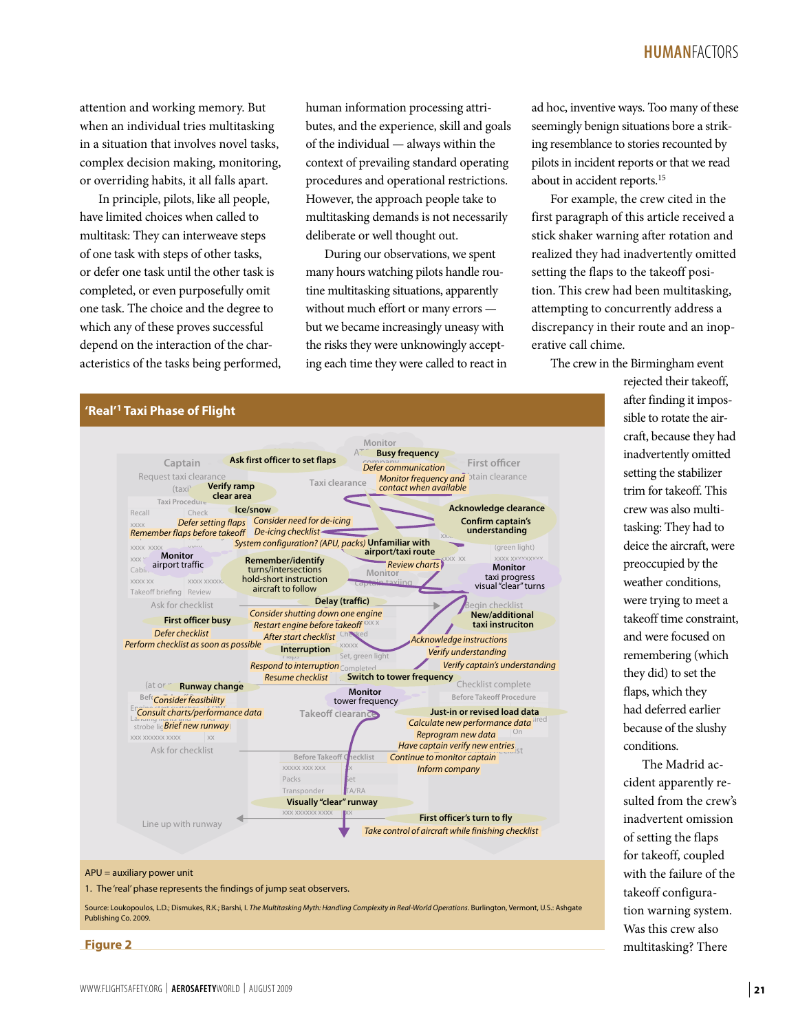attention and working memory. But when an individual tries multitasking in a situation that involves novel tasks, complex decision making, monitoring, or overriding habits, it all falls apart.

In principle, pilots, like all people, have limited choices when called to multitask: They can interweave steps of one task with steps of other tasks, or defer one task until the other task is completed, or even purposefully omit one task. The choice and the degree to which any of these proves successful depend on the interaction of the characteristics of the tasks being performed, human information processing attributes, and the experience, skill and goals of the individual — always within the context of prevailing standard operating procedures and operational restrictions. However, the approach people take to multitasking demands is not necessarily deliberate or well thought out.

During our observations, we spent many hours watching pilots handle routine multitasking situations, apparently without much effort or many errors — but we became increasingly uneasy with the risks they were unknowingly accepting each time they were called to react in ad hoc, inventive ways. Too many of these seemingly benign situations bore a striking resemblance to stories recounted by pilots in incident reports or that we read about in accident reports.[15]

For example, the crew cited in the first paragraph of this article received a stick shaker warning after rotation and realized they had inadvertently omitted setting the flaps to the takeoff position. This crew had been multitasking, attempting to concurrently address a discrepancy in their route and an inoperative call chime.

The crew in the Birmingham event rejected their takeoff, after finding it impossible to rotate the aircraft, because they had inadvertently omitted setting the stabilizer trim for takeoff. This crew was also multitasking: They had to deice the aircraft, were preoccupied by the weather conditions, were trying to meet a takeoff time constraint, and were focused on remembering (which they did) to set the flaps, which they had deferred earlier because of the slushy conditions.

The Madrid accident apparently resulted from the crew's inadvertent omission of setting the flaps for takeoff, coupled with the failure of the takeoff configuration warning system. Was this crew also multitasking? There

## 'Real'[1] Taxi Phase of Flight

APU = auxiliary power unit

1. The 'real' phase represents the findings of jump seat observers.

Source: Loukopoulos, L.D.; Dismukes, R.K.; Barshi, I. *The Multitasking Myth: Handling Complexity in Real-World Operations.* Burlington, Vermont, U.S.: Ashgate Publishing Co. 2009.

**Figure 2**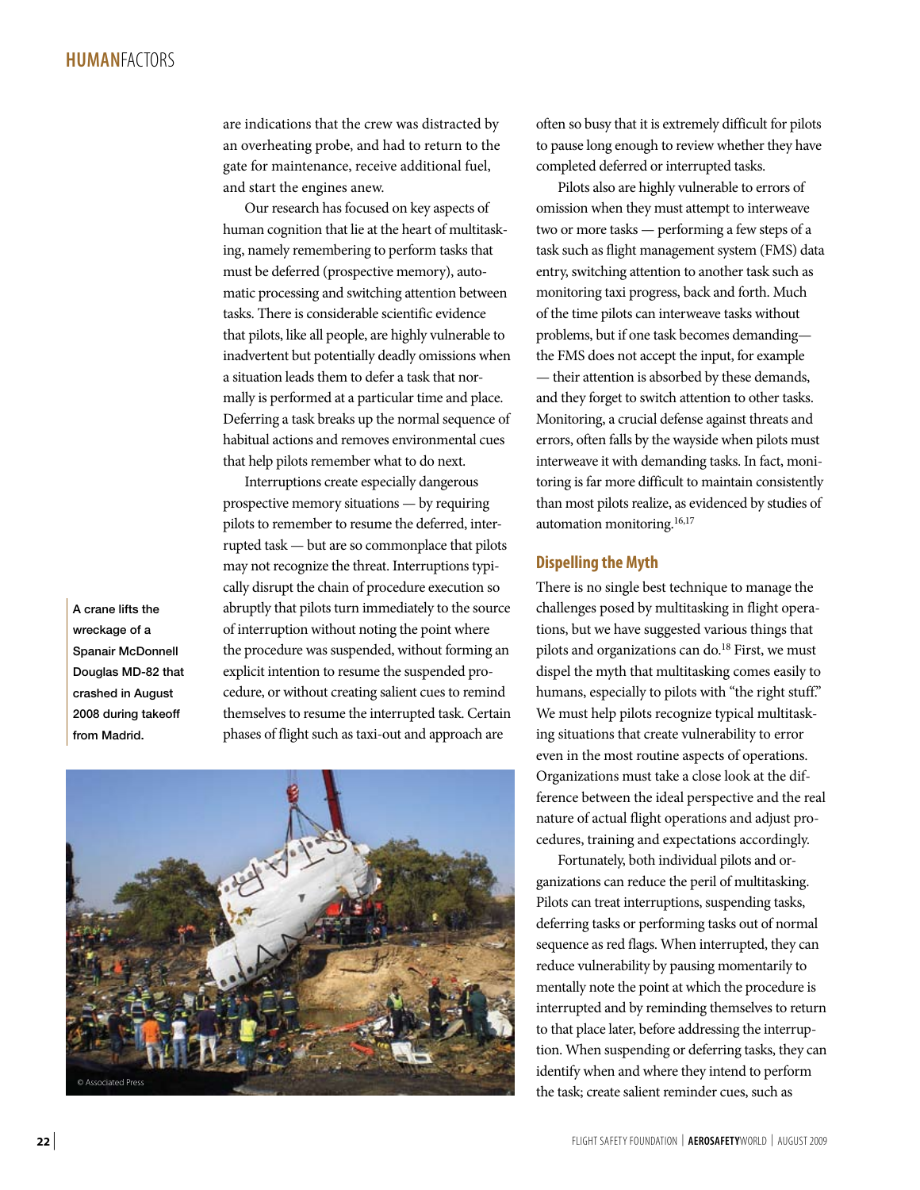are indications that the crew was distracted by an overheating probe, and had to return to the gate for maintenance, receive additional fuel, and start the engines anew.

Our research has focused on key aspects of human cognition that lie at the heart of multitasking, namely remembering to perform tasks that must be deferred (prospective memory), automatic processing and switching attention between tasks. There is considerable scientific evidence that pilots, like all people, are highly vulnerable to inadvertent but potentially deadly omissions when a situation leads them to defer a task that normally is performed at a particular time and place. Deferring a task breaks up the normal sequence of habitual actions and removes environmental cues that help pilots remember what to do next.

Interruptions create especially dangerous prospective memory situations — by requiring pilots to remember to resume the deferred, interrupted task — but are so commonplace that pilots may not recognize the threat. Interruptions typically disrupt the chain of procedure execution so abruptly that pilots turn immediately to the source of interruption without noting the point where the procedure was suspended, without forming an explicit intention to resume the suspended procedure, or without creating salient cues to remind themselves to resume the interrupted task. Certain phases of flight such as taxi-out and approach are often so busy that it is extremely difficult for pilots to pause long enough to review whether they have completed deferred or interrupted tasks.

A crane lifts the wreckage of a Spanair McDonnell Douglas MD-82 that crashed in August 2008 during takeoff from Madrid.

© Associated Press

Pilots also are highly vulnerable to errors of omission when they must attempt to interweave two or more tasks — performing a few steps of a task such as flight management system (FMS) data entry, switching attention to another task such as monitoring taxi progress, back and forth. Much of the time pilots can interweave tasks without problems, but if one task becomes demanding— the FMS does not accept the input, for example — their attention is absorbed by these demands, and they forget to switch attention to other tasks. Monitoring, a crucial defense against threats and errors, often falls by the wayside when pilots must interweave it with demanding tasks. In fact, monitoring is far more difficult to maintain consistently than most pilots realize, as evidenced by studies of automation monitoring.[16,17]

## Dispelling the Myth

There is no single best technique to manage the challenges posed by multitasking in flight operations, but we have suggested various things that pilots and organizations can do.[18] First, we must dispel the myth that multitasking comes easily to humans, especially to pilots with "the right stuff." We must help pilots recognize typical multitasking situations that create vulnerability to error even in the most routine aspects of operations. Organizations must take a close look at the difference between the ideal perspective and the real nature of actual flight operations and adjust procedures, training and expectations accordingly.

Fortunately, both individual pilots and organizations can reduce the peril of multitasking. Pilots can treat interruptions, suspending tasks, deferring tasks or performing tasks out of normal sequence as red flags. When interrupted, they can reduce vulnerability by pausing momentarily to mentally note the point at which the procedure is interrupted and by reminding themselves to return to that place later, before addressing the interruption. When suspending or deferring tasks, they can identify when and where they intend to perform the task; create salient reminder cues, such as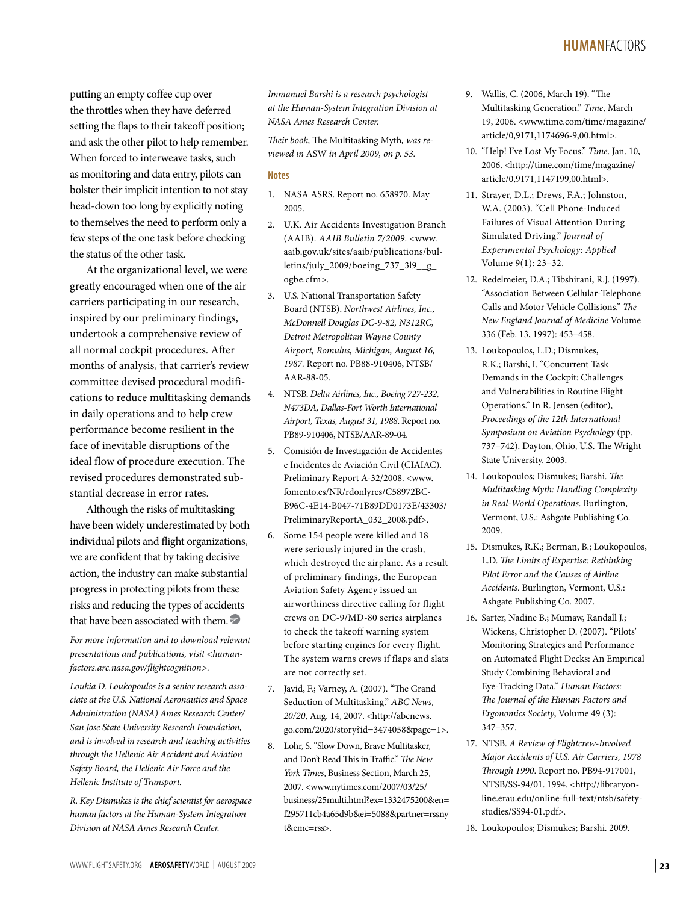putting an empty coffee cup over the throttles when they have deferred setting the flaps to their takeoff position; and ask the other pilot to help remember. When forced to interweave tasks, such as monitoring and data entry, pilots can bolster their implicit intention to not stay head-down too long by explicitly noting to themselves the need to perform only a few steps of the one task before checking the status of the other task.

At the organizational level, we were greatly encouraged when one of the air carriers participating in our research, inspired by our preliminary findings, undertook a comprehensive review of all normal cockpit procedures. After months of analysis, that carrier's review committee devised procedural modifications to reduce multitasking demands in daily operations and to help crew performance become resilient in the face of inevitable disruptions of the ideal flow of procedure execution. The revised procedures demonstrated substantial decrease in error rates.

Although the risks of multitasking have been widely underestimated by both individual pilots and flight organizations, we are confident that by taking decisive action, the industry can make substantial progress in protecting pilots from these risks and reducing the types of accidents that have been associated with them.

*For more information and to download relevant presentations and publications, visit <human-factors.arc.nasa.gov/flightcognition>.*

*Loukia D. Loukopoulos is a senior research associate at the U.S. National Aeronautics and Space Administration (NASA) Ames Research Center/San Jose State University Research Foundation, and is involved in research and teaching activities through the Hellenic Air Accident and Aviation Safety Board, the Hellenic Air Force and the Hellenic Institute of Transport.*

*R. Key Dismukes is the chief scientist for aerospace human factors at the Human-System Integration Division at NASA Ames Research Center.*

*Immanuel Barshi is a research psychologist at the Human-System Integration Division at NASA Ames Research Center.*

*Their book,* The Multitasking Myth, *was reviewed in* ASW *in April 2009, on p. 53.*

## Notes

1. NASA ASRS. Report no. 658970. May 2005.
2. U.K. Air Accidents Investigation Branch (AAIB). *AAIB Bulletin 7/2009*. <www.aaib.gov.uk/sites/aaib/publications/bulletins/july_2009/boeing_737_3l9__g_ogbe.cfm>.
3. U.S. National Transportation Safety Board (NTSB). *Northwest Airlines, Inc., McDonnell Douglas DC-9-82, N312RC, Detroit Metropolitan Wayne County Airport, Romulus, Michigan, August 16, 1987.* Report no. PB88-910406, NTSB/AAR-88-05.
4. NTSB. *Delta Airlines, Inc., Boeing 727-232, N473DA, Dallas-Fort Worth International Airport, Texas, August 31, 1988.* Report no. PB89-910406, NTSB/AAR-89-04.
5. Comisión de Investigación de Accidentes e Incidentes de Aviación Civil (CIAIAC). Preliminary Report A-32/2008. <www.fomento.es/NR/rdonlyres/C58972BC-B96C-4E14-B047-71B89DD0173E/43303/PreliminaryReportA_032_2008.pdf>.
6. Some 154 people were killed and 18 were seriously injured in the crash, which destroyed the airplane. As a result of preliminary findings, the European Aviation Safety Agency issued an airworthiness directive calling for flight crews on DC-9/MD-80 series airplanes to check the takeoff warning system before starting engines for every flight. The system warns crews if flaps and slats are not correctly set.
7. Javid, F.; Varney, A. (2007). "The Grand Seduction of Multitasking." *ABC News, 20/20*, Aug. 14, 2007. <http://abcnews.go.com/2020/story?id=3474058&page=1>.
8. Lohr, S. "Slow Down, Brave Multitasker, and Don't Read This in Traffic." *The New York Times*, Business Section, March 25, 2007. <www.nytimes.com/2007/03/25/business/25multi.html?ex=1332475200&en=f295711cb4a65d9b&ei=5088&partner=rssnyt&emc=rss>.
9. Wallis, C. (2006, March 19). "The Multitasking Generation." *Time*, March 19, 2006. <www.time.com/time/magazine/article/0,9171,1174696-9,00.html>.
10. "Help! I've Lost My Focus." *Time*. Jan. 10, 2006. <http://time.com/time/magazine/article/0,9171,1147199,00.html>.
11. Strayer, D.L.; Drews, F.A.; Johnston, W.A. (2003). "Cell Phone-Induced Failures of Visual Attention During Simulated Driving." *Journal of Experimental Psychology: Applied* Volume 9(1): 23–32.
12. Redelmeier, D.A.; Tibshirani, R.J. (1997). "Association Between Cellular-Telephone Calls and Motor Vehicle Collisions." *The New England Journal of Medicine* Volume 336 (Feb. 13, 1997): 453–458.
13. Loukopoulos, L.D.; Dismukes, R.K.; Barshi, I. "Concurrent Task Demands in the Cockpit: Challenges and Vulnerabilities in Routine Flight Operations." In R. Jensen (editor), *Proceedings of the 12th International Symposium on Aviation Psychology* (pp. 737–742). Dayton, Ohio, U.S. The Wright State University. 2003.
14. Loukopoulos; Dismukes; Barshi. *The Multitasking Myth: Handling Complexity in Real-World Operations*. Burlington, Vermont, U.S.: Ashgate Publishing Co. 2009.
15. Dismukes, R.K.; Berman, B.; Loukopoulos, L.D. *The Limits of Expertise: Rethinking Pilot Error and the Causes of Airline Accidents*. Burlington, Vermont, U.S.: Ashgate Publishing Co. 2007.
16. Sarter, Nadine B.; Mumaw, Randall J.; Wickens, Christopher D. (2007). "Pilots' Monitoring Strategies and Performance on Automated Flight Decks: An Empirical Study Combining Behavioral and Eye-Tracking Data." *Human Factors: The Journal of the Human Factors and Ergonomics Society*, Volume 49 (3): 347–357.
17. NTSB. *A Review of Flightcrew-Involved Major Accidents of U.S. Air Carriers, 1978 Through 1990*. Report no. PB94-917001, NTSB/SS-94/01. 1994. <http://libraryonline.erau.edu/online-full-text/ntsb/safety-studies/SS94-01.pdf>.
18. Loukopoulos; Dismukes; Barshi. 2009.